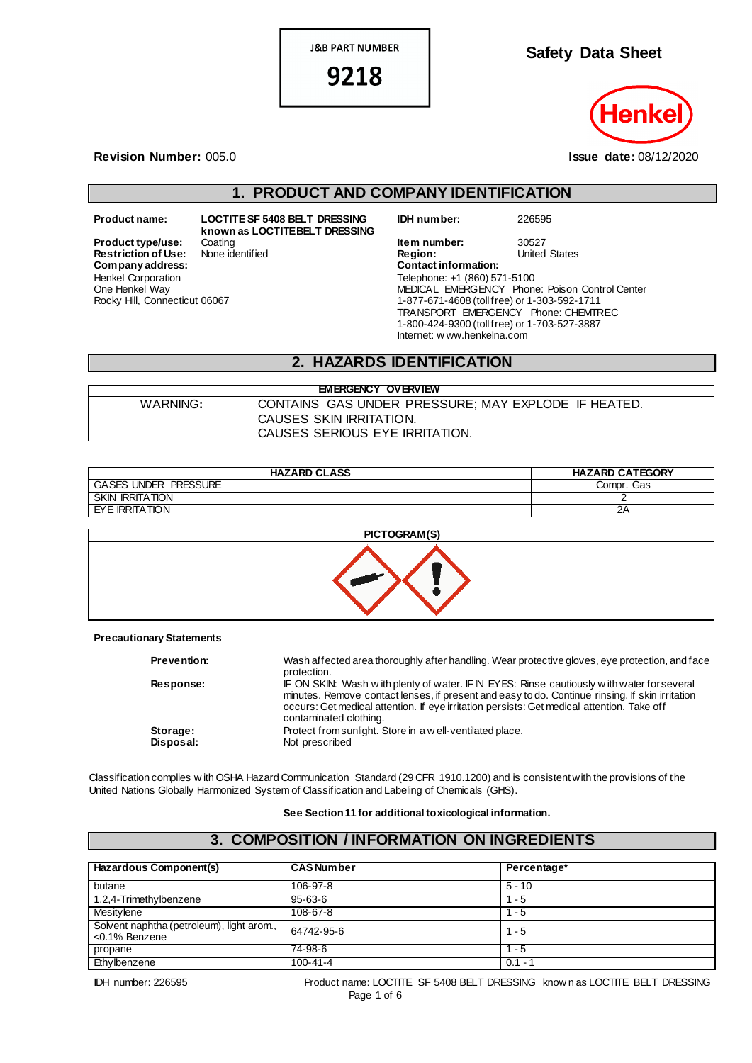J&B PART NUMBER

9218

# Safety Data Sheet

Henkel

**Revision Number:** 005.0

**Issue date:** 08/12/2020

## 1. PRODUCT AND COMPANY IDENTIFICATION

**Product name:** LOCTITE SF 5408 BELT DRESSING known as LOCTITE BELT DRESSING

**Product type/use:** Coating

**Restriction of Use:** None identified

**Company address:**
Henkel Corporation
One Henkel Way
Rocky Hill, Connecticut 06067

**IDH number:** 226595

**Item number:** 30527

**Region:** United States

**Contact information:**
Telephone: +1 (860) 571-5100
MEDICAL EMERGENCY Phone: Poison Control Center
1-877-671-4608 (toll free) or 1-303-592-1711
TRANSPORT EMERGENCY Phone: CHEMTREC
1-800-424-9300 (toll free) or 1-703-527-3887
Internet: www.henkelna.com

## 2. HAZARDS IDENTIFICATION

| EMERGENCY OVERVIEW | |
|---|---|
| WARNING: | CONTAINS GAS UNDER PRESSURE; MAY EXPLODE IF HEATED.<br>CAUSES SKIN IRRITATION.<br>CAUSES SERIOUS EYE IRRITATION. |

| HAZARD CLASS | HAZARD CATEGORY |
|---|---|
| GASES UNDER PRESSURE | Compr. Gas |
| SKIN IRRITATION | 2 |
| EYE IRRITATION | 2A |

**PICTOGRAM(S)**

**Precautionary Statements**

**Prevention:** Wash affected area thoroughly after handling. Wear protective gloves, eye protection, and face protection.

**Response:** IF ON SKIN: Wash with plenty of water. IF IN EYES: Rinse cautiously with water for several minutes. Remove contact lenses, if present and easy to do. Continue rinsing. If skin irritation occurs: Get medical attention. If eye irritation persists: Get medical attention. Take off contaminated clothing.

**Storage:** Protect from sunlight. Store in a well-ventilated place.

**Disposal:** Not prescribed

Classification complies with OSHA Hazard Communication Standard (29 CFR 1910.1200) and is consistent with the provisions of the United Nations Globally Harmonized System of Classification and Labeling of Chemicals (GHS).

**See Section 11 for additional toxicological information.**

## 3. COMPOSITION / INFORMATION ON INGREDIENTS

| Hazardous Component(s) | CAS Number | Percentage* |
|---|---|---|
| butane | 106-97-8 | 5 - 10 |
| 1,2,4-Trimethylbenzene | 95-63-6 | 1 - 5 |
| Mesitylene | 108-67-8 | 1 - 5 |
| Solvent naphtha (petroleum), light arom., <0.1% Benzene | 64742-95-6 | 1 - 5 |
| propane | 74-98-6 | 1 - 5 |
| Ethylbenzene | 100-41-4 | 0.1 - 1 |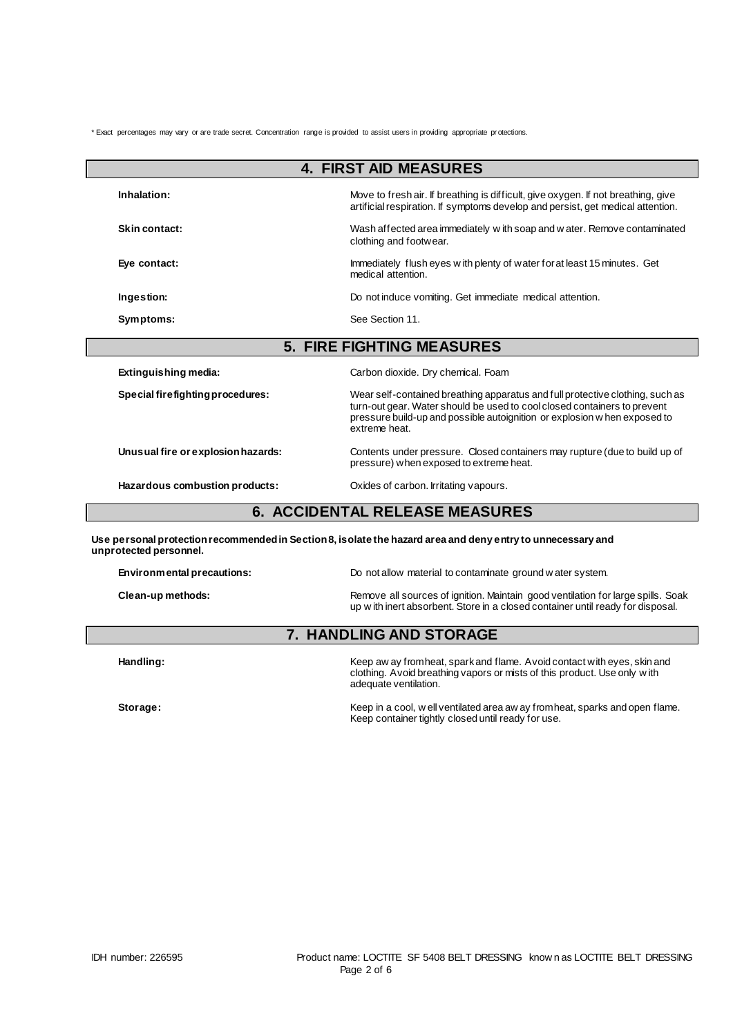\* Exact percentages may vary or are trade secret. Concentration range is provided to assist users in providing appropriate protections.

## 4. FIRST AID MEASURES

**Inhalation:** Move to fresh air. If breathing is difficult, give oxygen. If not breathing, give artificial respiration. If symptoms develop and persist, get medical attention.

**Skin contact:** Wash affected area immediately with soap and water. Remove contaminated clothing and footwear.

**Eye contact:** Immediately flush eyes with plenty of water for at least 15 minutes. Get medical attention.

**Ingestion:** Do not induce vomiting. Get immediate medical attention.

**Symptoms:** See Section 11.

## 5. FIRE FIGHTING MEASURES

**Extinguishing media:** Carbon dioxide. Dry chemical. Foam

**Special firefighting procedures:** Wear self-contained breathing apparatus and full protective clothing, such as turn-out gear. Water should be used to cool closed containers to prevent pressure build-up and possible autoignition or explosion when exposed to extreme heat.

**Unusual fire or explosion hazards:** Contents under pressure. Closed containers may rupture (due to build up of pressure) when exposed to extreme heat.

**Hazardous combustion products:** Oxides of carbon. Irritating vapours.

## 6. ACCIDENTAL RELEASE MEASURES

**Use personal protection recommended in Section 8, isolate the hazard area and deny entry to unnecessary and unprotected personnel.**

**Environmental precautions:** Do not allow material to contaminate ground water system.

**Clean-up methods:** Remove all sources of ignition. Maintain good ventilation for large spills. Soak up with inert absorbent. Store in a closed container until ready for disposal.

## 7. HANDLING AND STORAGE

**Handling:** Keep away from heat, spark and flame. Avoid contact with eyes, skin and clothing. Avoid breathing vapors or mists of this product. Use only with adequate ventilation.

**Storage:** Keep in a cool, well ventilated area away from heat, sparks and open flame. Keep container tightly closed until ready for use.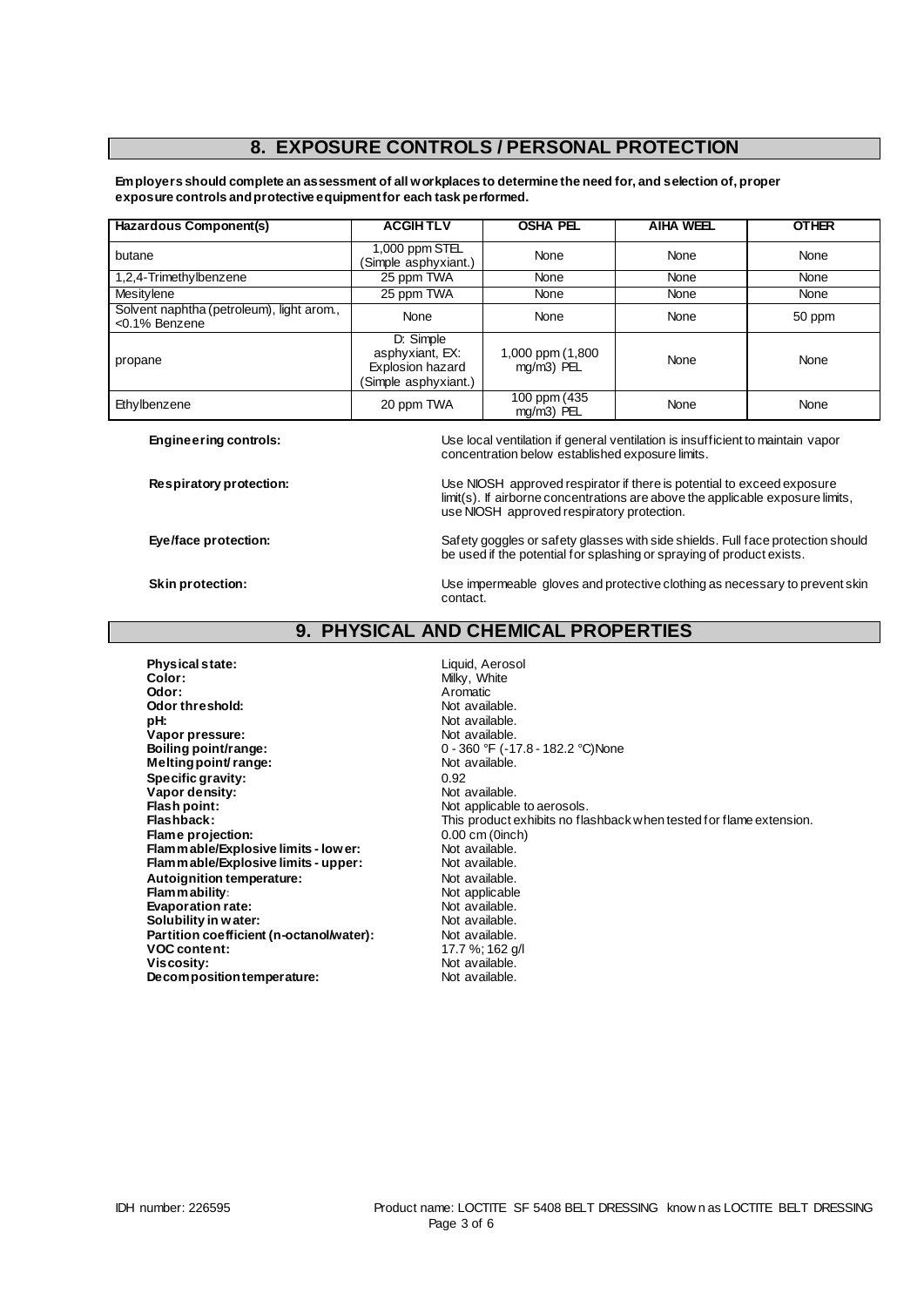## 8. EXPOSURE CONTROLS / PERSONAL PROTECTION

**Employers should complete an assessment of all workplaces to determine the need for, and selection of, proper exposure controls and protective equipment for each task performed.**

| Hazardous Component(s) | ACGIH TLV | OSHA PEL | AIHA WEEL | OTHER |
|---|---|---|---|---|
| butane | 1,000 ppm STEL (Simple asphyxiant.) | None | None | None |
| 1,2,4-Trimethylbenzene | 25 ppm TWA | None | None | None |
| Mesitylene | 25 ppm TWA | None | None | None |
| Solvent naphtha (petroleum), light arom., <0.1% Benzene | None | None | None | 50 ppm |
| propane | D: Simple asphyxiant, EX: Explosion hazard (Simple asphyxiant.) | 1,000 ppm (1,800 mg/m3) PEL | None | None |
| Ethylbenzene | 20 ppm TWA | 100 ppm (435 mg/m3) PEL | None | None |

**Engineering controls:** Use local ventilation if general ventilation is insufficient to maintain vapor concentration below established exposure limits.

**Respiratory protection:** Use NIOSH approved respirator if there is potential to exceed exposure limit(s). If airborne concentrations are above the applicable exposure limits, use NIOSH approved respiratory protection.

**Eye/face protection:** Safety goggles or safety glasses with side shields. Full face protection should be used if the potential for splashing or spraying of product exists.

**Skin protection:** Use impermeable gloves and protective clothing as necessary to prevent skin contact.

## 9. PHYSICAL AND CHEMICAL PROPERTIES

**Physical state:** Liquid, Aerosol
**Color:** Milky, White
**Odor:** Aromatic
**Odor threshold:** Not available.
**pH:** Not available.
**Vapor pressure:** Not available.
**Boiling point/range:** 0 - 360 °F (-17.8 - 182.2 °C)None
**Melting point/ range:** Not available.
**Specific gravity:** 0.92
**Vapor density:** Not available.
**Flash point:** Not applicable to aerosols.
**Flashback:** This product exhibits no flashback when tested for flame extension.
**Flame projection:** 0.00 cm (0inch)
**Flammable/Explosive limits - lower:** Not available.
**Flammable/Explosive limits - upper:** Not available.
**Autoignition temperature:** Not available.
**Flammability:** Not applicable
**Evaporation rate:** Not available.
**Solubility in water:** Not available.
**Partition coefficient (n-octanol/water):** Not available.
**VOC content:** 17.7 %; 162 g/l
**Viscosity:** Not available.
**Decomposition temperature:** Not available.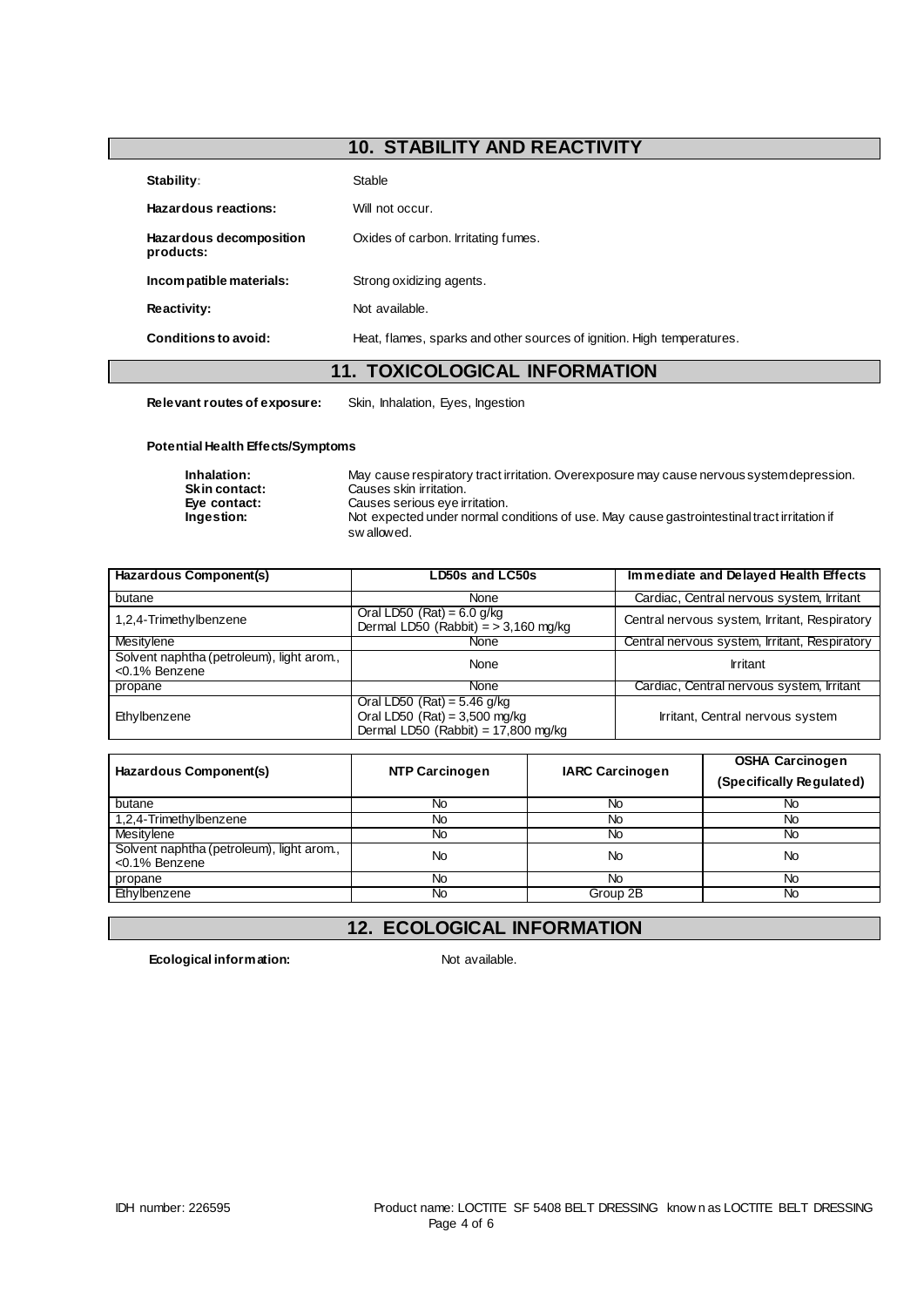## 10. STABILITY AND REACTIVITY

**Stability**: Stable

**Hazardous reactions:** Will not occur.

**Hazardous decomposition products:** Oxides of carbon. Irritating fumes.

**Incompatible materials:** Strong oxidizing agents.

**Reactivity:** Not available.

**Conditions to avoid:** Heat, flames, sparks and other sources of ignition. High temperatures.

## 11. TOXICOLOGICAL INFORMATION

**Relevant routes of exposure:** Skin, Inhalation, Eyes, Ingestion

**Potential Health Effects/Symptoms**

**Inhalation:** May cause respiratory tract irritation. Overexposure may cause nervous system depression.
**Skin contact:** Causes skin irritation.
**Eye contact:** Causes serious eye irritation.
**Ingestion:** Not expected under normal conditions of use. May cause gastrointestinal tract irritation if swallowed.

| Hazardous Component(s) | LD50s and LC50s | Immediate and Delayed Health Effects |
|---|---|---|
| butane | None | Cardiac, Central nervous system, Irritant |
| 1,2,4-Trimethylbenzene | Oral LD50 (Rat) = 6.0 g/kg<br>Dermal LD50 (Rabbit) = > 3,160 mg/kg | Central nervous system, Irritant, Respiratory |
| Mesitylene | None | Central nervous system, Irritant, Respiratory |
| Solvent naphtha (petroleum), light arom., <0.1% Benzene | None | Irritant |
| propane | None | Cardiac, Central nervous system, Irritant |
| Ethylbenzene | Oral LD50 (Rat) = 5.46 g/kg<br>Oral LD50 (Rat) = 3,500 mg/kg<br>Dermal LD50 (Rabbit) = 17,800 mg/kg | Irritant, Central nervous system |

| Hazardous Component(s) | NTP Carcinogen | IARC Carcinogen | OSHA Carcinogen (Specifically Regulated) |
|---|---|---|---|
| butane | No | No | No |
| 1,2,4-Trimethylbenzene | No | No | No |
| Mesitylene | No | No | No |
| Solvent naphtha (petroleum), light arom., <0.1% Benzene | No | No | No |
| propane | No | No | No |
| Ethylbenzene | No | Group 2B | No |

## 12. ECOLOGICAL INFORMATION

**Ecological information:** Not available.

IDH number: 226595 Product name: LOCTITE SF 5408 BELT DRESSING known as LOCTITE BELT DRESSING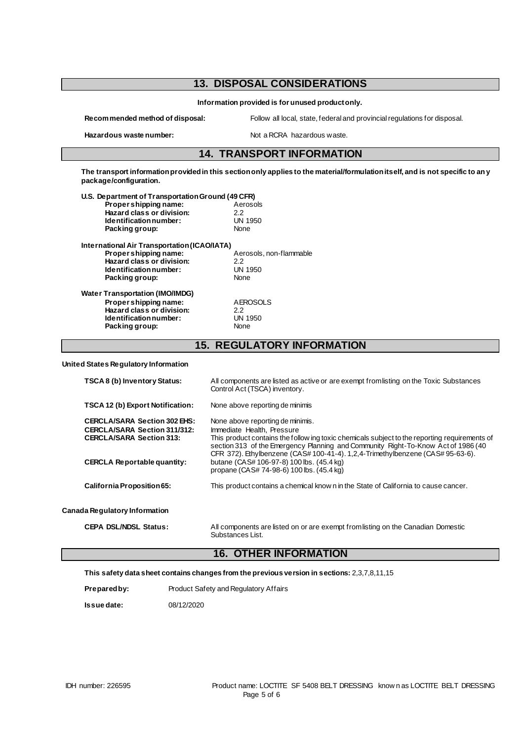## 13. DISPOSAL CONSIDERATIONS

**Information provided is for unused product only.**

**Recommended method of disposal:** Follow all local, state, federal and provincial regulations for disposal.

**Hazardous waste number:** Not a RCRA hazardous waste.

## 14. TRANSPORT INFORMATION

**The transport information provided in this section only applies to the material/formulation itself, and is not specific to any package/configuration.**

**U.S. Department of Transportation Ground (49 CFR)**

| | |
|---|---|
| **Proper shipping name:** | Aerosols |
| **Hazard class or division:** | 2.2 |
| **Identification number:** | UN 1950 |
| **Packing group:** | None |

**International Air Transportation (ICAO/IATA)**

| | |
|---|---|
| **Proper shipping name:** | Aerosols, non-flammable |
| **Hazard class or division:** | 2.2 |
| **Identification number:** | UN 1950 |
| **Packing group:** | None |

**Water Transportation (IMO/IMDG)**

| | |
|---|---|
| **Proper shipping name:** | AEROSOLS |
| **Hazard class or division:** | 2.2 |
| **Identification number:** | UN 1950 |
| **Packing group:** | None |

## 15. REGULATORY INFORMATION

**United States Regulatory Information**

| | |
|---|---|
| **TSCA 8 (b) Inventory Status:** | All components are listed as active or are exempt from listing on the Toxic Substances Control Act (TSCA) inventory. |
| **TSCA 12 (b) Export Notification:** | None above reporting de minimis |
| **CERCLA/SARA Section 302 EHS:** | None above reporting de minimis. |
| **CERCLA/SARA Section 311/312:** | Immediate Health, Pressure |
| **CERCLA/SARA Section 313:** | This product contains the following toxic chemicals subject to the reporting requirements of section 313 of the Emergency Planning and Community Right-To-Know Act of 1986 (40 CFR 372). Ethylbenzene (CAS# 100-41-4). 1,2,4-Trimethylbenzene (CAS# 95-63-6). |
| **CERCLA Reportable quantity:** | butane (CAS# 106-97-8) 100 lbs. (45.4 kg)<br>propane (CAS# 74-98-6) 100 lbs. (45.4 kg) |
| **California Proposition 65:** | This product contains a chemical known in the State of California to cause cancer. |

**Canada Regulatory Information**

| | |
|---|---|
| **CEPA DSL/NDSL Status:** | All components are listed on or are exempt from listing on the Canadian Domestic Substances List. |

## 16. OTHER INFORMATION

**This safety data sheet contains changes from the previous version in sections:** 2,3,7,8,11,15

**Prepared by:** Product Safety and Regulatory Affairs

**Issue date:** 08/12/2020

IDH number: 226595

Product name: LOCTITE SF 5408 BELT DRESSING known as LOCTITE BELT DRESSING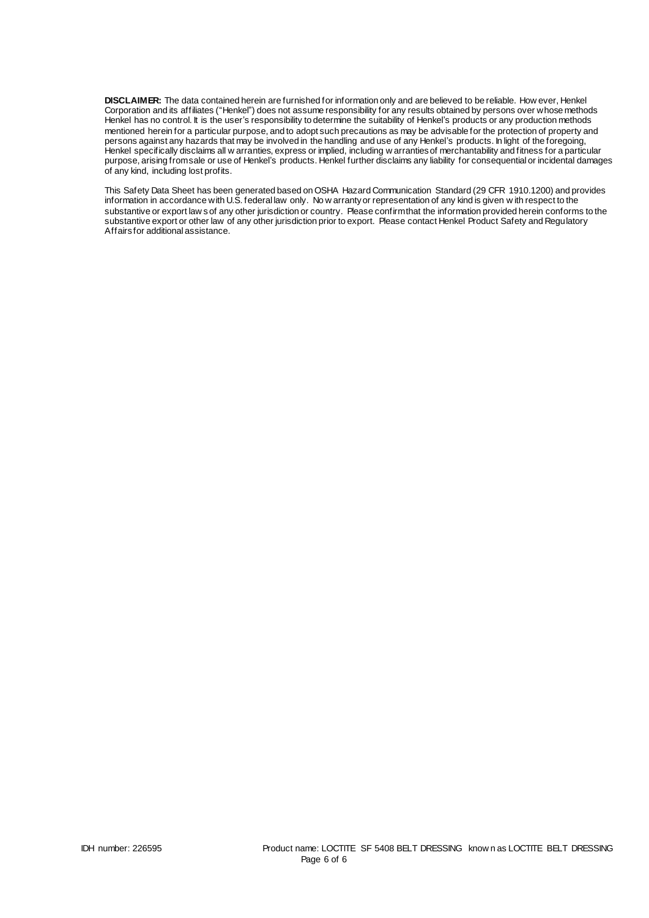**DISCLAIMER:** The data contained herein are furnished for information only and are believed to be reliable. However, Henkel Corporation and its affiliates ("Henkel") does not assume responsibility for any results obtained by persons over whose methods Henkel has no control. It is the user's responsibility to determine the suitability of Henkel's products or any production methods mentioned herein for a particular purpose, and to adopt such precautions as may be advisable for the protection of property and persons against any hazards that may be involved in the handling and use of any Henkel's products. In light of the foregoing, Henkel specifically disclaims all warranties, express or implied, including warranties of merchantability and fitness for a particular purpose, arising from sale or use of Henkel's products. Henkel further disclaims any liability for consequential or incidental damages of any kind, including lost profits.

This Safety Data Sheet has been generated based on OSHA Hazard Communication Standard (29 CFR 1910.1200) and provides information in accordance with U.S. federal law only. No warranty or representation of any kind is given with respect to the substantive or export laws of any other jurisdiction or country. Please confirm that the information provided herein conforms to the substantive export or other law of any other jurisdiction prior to export. Please contact Henkel Product Safety and Regulatory Affairs for additional assistance.